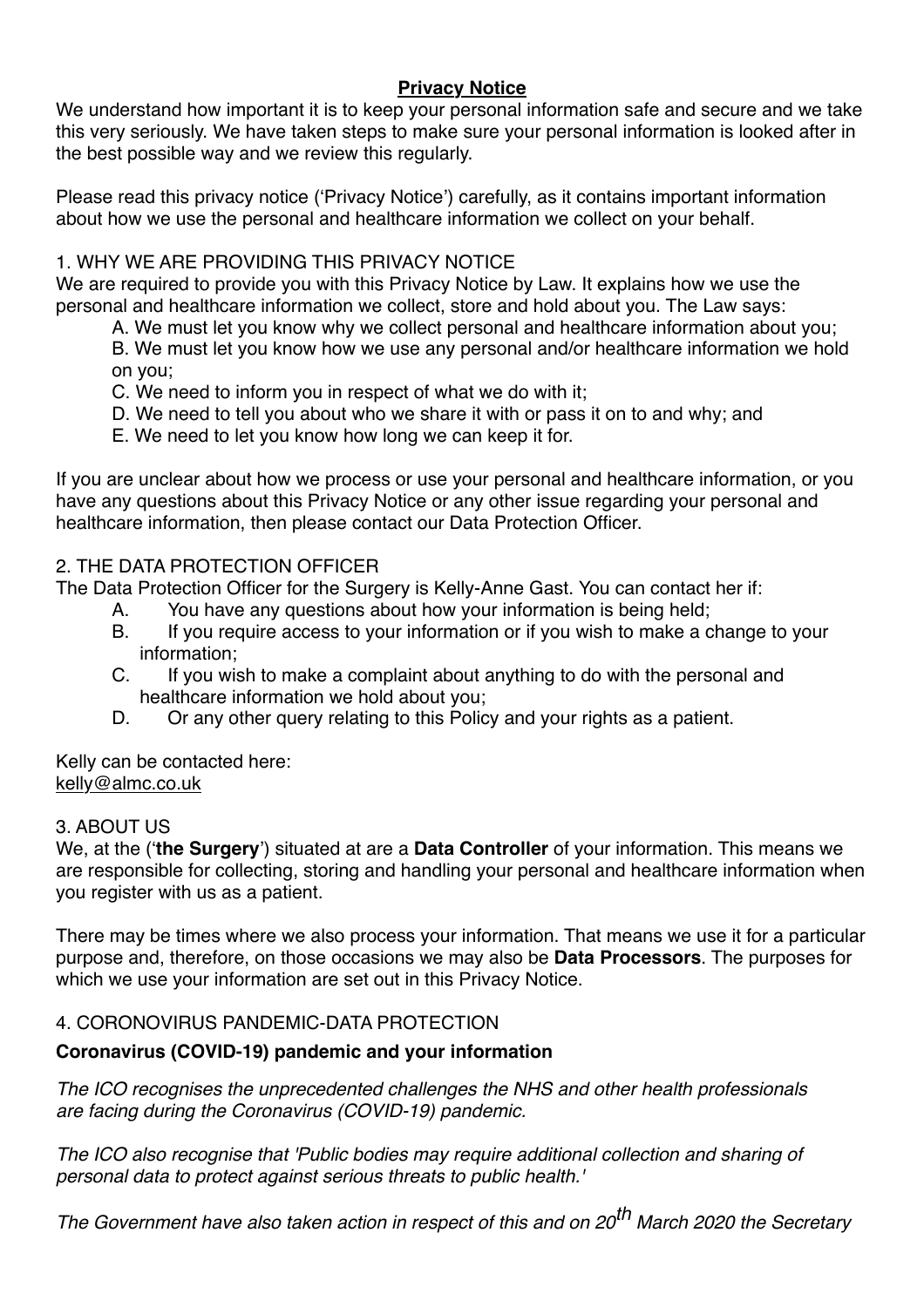# Privacy Notice

We understand how important it is to keep your personal information safe and secure and we take this very seriously. We have taken steps to make sure your personal information is looked after in the best possible way and we review this regularly.

Please read this privacy notice ('Privacy Notice') carefully, as it contains important information about how we use the personal and healthcare information we collect on your behalf.

## 1. WHY WE ARE PROVIDING THIS PRIVACY NOTICE

We are required to provide you with this Privacy Notice by Law. It explains how we use the personal and healthcare information we collect, store and hold about you. The Law says:

A. We must let you know why we collect personal and healthcare information about you;

B. We must let you know how we use any personal and/or healthcare information we hold on you;

C. We need to inform you in respect of what we do with it;

D. We need to tell you about who we share it with or pass it on to and why; and

E. We need to let you know how long we can keep it for.

If you are unclear about how we process or use your personal and healthcare information, or you have any questions about this Privacy Notice or any other issue regarding your personal and healthcare information, then please contact our Data Protection Officer.

## 2. THE DATA PROTECTION OFFICER

The Data Protection Officer for the Surgery is Kelly-Anne Gast. You can contact her if:

A. You have any questions about how your information is being held;

B. If you require access to your information or if you wish to make a change to your information;

C. If you wish to make a complaint about anything to do with the personal and healthcare information we hold about you;

D. Or any other query relating to this Policy and your rights as a patient.

Kelly can be contacted here:
kelly@almc.co.uk

## 3. ABOUT US

We, at the ('**the Surgery**') situated at are a **Data Controller** of your information. This means we are responsible for collecting, storing and handling your personal and healthcare information when you register with us as a patient.

There may be times where we also process your information. That means we use it for a particular purpose and, therefore, on those occasions we may also be **Data Processors**. The purposes for which we use your information are set out in this Privacy Notice.

## 4. CORONOVIRUS PANDEMIC-DATA PROTECTION

**Coronavirus (COVID-19) pandemic and your information**

*The ICO recognises the unprecedented challenges the NHS and other health professionals are facing during the Coronavirus (COVID-19) pandemic.*

*The ICO also recognise that 'Public bodies may require additional collection and sharing of personal data to protect against serious threats to public health.'*

*The Government have also taken action in respect of this and on 20th March 2020 the Secretary*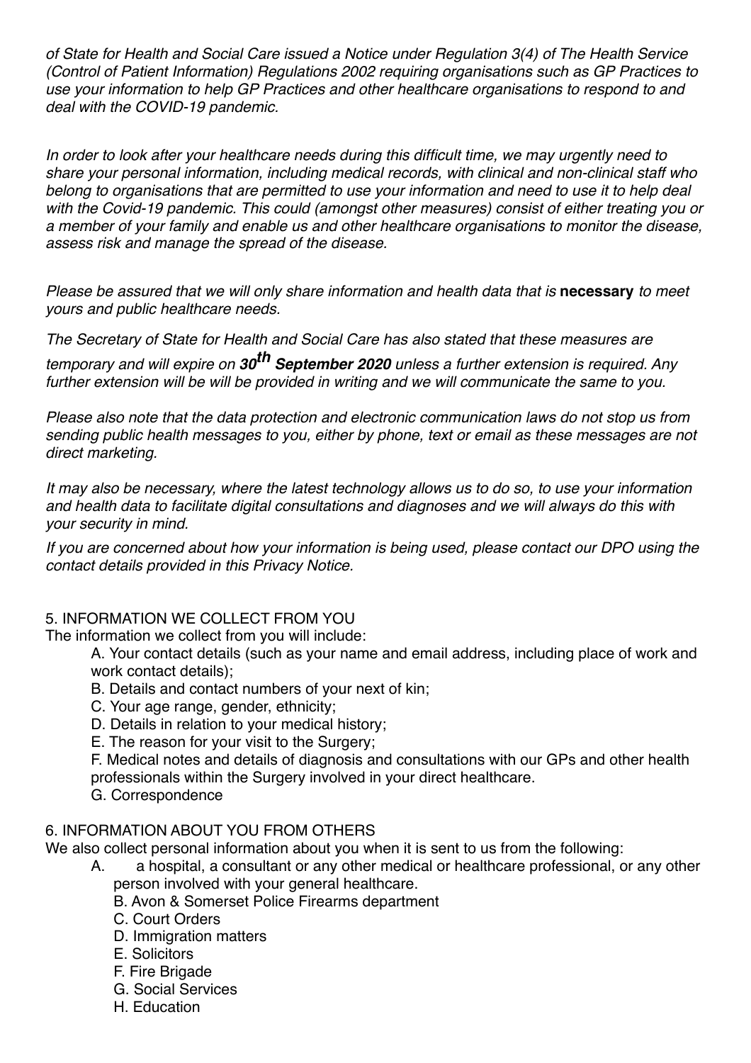*of State for Health and Social Care issued a Notice under Regulation 3(4) of The Health Service (Control of Patient Information) Regulations 2002 requiring organisations such as GP Practices to use your information to help GP Practices and other healthcare organisations to respond to and deal with the COVID-19 pandemic.*

*In order to look after your healthcare needs during this difficult time, we may urgently need to share your personal information, including medical records, with clinical and non-clinical staff who belong to organisations that are permitted to use your information and need to use it to help deal with the Covid-19 pandemic. This could (amongst other measures) consist of either treating you or a member of your family and enable us and other healthcare organisations to monitor the disease, assess risk and manage the spread of the disease.*

*Please be assured that we will only share information and health data that is* **necessary** *to meet yours and public healthcare needs.*

*The Secretary of State for Health and Social Care has also stated that these measures are temporary and will expire on* ***30th September 2020*** *unless a further extension is required. Any further extension will be will be provided in writing and we will communicate the same to you.*

*Please also note that the data protection and electronic communication laws do not stop us from sending public health messages to you, either by phone, text or email as these messages are not direct marketing.*

*It may also be necessary, where the latest technology allows us to do so, to use your information and health data to facilitate digital consultations and diagnoses and we will always do this with your security in mind.*

*If you are concerned about how your information is being used, please contact our DPO using the contact details provided in this Privacy Notice.*

## 5. INFORMATION WE COLLECT FROM YOU

The information we collect from you will include:

A. Your contact details (such as your name and email address, including place of work and work contact details);
B. Details and contact numbers of your next of kin;
C. Your age range, gender, ethnicity;
D. Details in relation to your medical history;
E. The reason for your visit to the Surgery;
F. Medical notes and details of diagnosis and consultations with our GPs and other health professionals within the Surgery involved in your direct healthcare.
G. Correspondence

## 6. INFORMATION ABOUT YOU FROM OTHERS

We also collect personal information about you when it is sent to us from the following:

A. a hospital, a consultant or any other medical or healthcare professional, or any other person involved with your general healthcare.
B. Avon & Somerset Police Firearms department
C. Court Orders
D. Immigration matters
E. Solicitors
F. Fire Brigade
G. Social Services
H. Education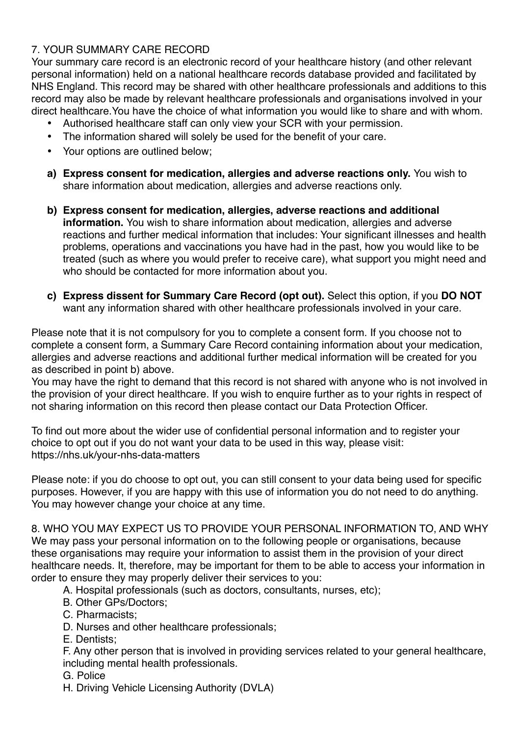## 7. YOUR SUMMARY CARE RECORD

Your summary care record is an electronic record of your healthcare history (and other relevant personal information) held on a national healthcare records database provided and facilitated by NHS England. This record may be shared with other healthcare professionals and additions to this record may also be made by relevant healthcare professionals and organisations involved in your direct healthcare.You have the choice of what information you would like to share and with whom.

- Authorised healthcare staff can only view your SCR with your permission.
- The information shared will solely be used for the benefit of your care.
- Your options are outlined below;

a) **Express consent for medication, allergies and adverse reactions only.** You wish to share information about medication, allergies and adverse reactions only.

b) **Express consent for medication, allergies, adverse reactions and additional information.** You wish to share information about medication, allergies and adverse reactions and further medical information that includes: Your significant illnesses and health problems, operations and vaccinations you have had in the past, how you would like to be treated (such as where you would prefer to receive care), what support you might need and who should be contacted for more information about you.

c) **Express dissent for Summary Care Record (opt out).** Select this option, if you **DO NOT** want any information shared with other healthcare professionals involved in your care.

Please note that it is not compulsory for you to complete a consent form. If you choose not to complete a consent form, a Summary Care Record containing information about your medication, allergies and adverse reactions and additional further medical information will be created for you as described in point b) above.

You may have the right to demand that this record is not shared with anyone who is not involved in the provision of your direct healthcare. If you wish to enquire further as to your rights in respect of not sharing information on this record then please contact our Data Protection Officer.

To find out more about the wider use of confidential personal information and to register your choice to opt out if you do not want your data to be used in this way, please visit: https://nhs.uk/your-nhs-data-matters

Please note: if you do choose to opt out, you can still consent to your data being used for specific purposes. However, if you are happy with this use of information you do not need to do anything. You may however change your choice at any time.

## 8. WHO YOU MAY EXPECT US TO PROVIDE YOUR PERSONAL INFORMATION TO, AND WHY

We may pass your personal information on to the following people or organisations, because these organisations may require your information to assist them in the provision of your direct healthcare needs. It, therefore, may be important for them to be able to access your information in order to ensure they may properly deliver their services to you:

A. Hospital professionals (such as doctors, consultants, nurses, etc);
B. Other GPs/Doctors;
C. Pharmacists;
D. Nurses and other healthcare professionals;
E. Dentists;
F. Any other person that is involved in providing services related to your general healthcare, including mental health professionals.
G. Police
H. Driving Vehicle Licensing Authority (DVLA)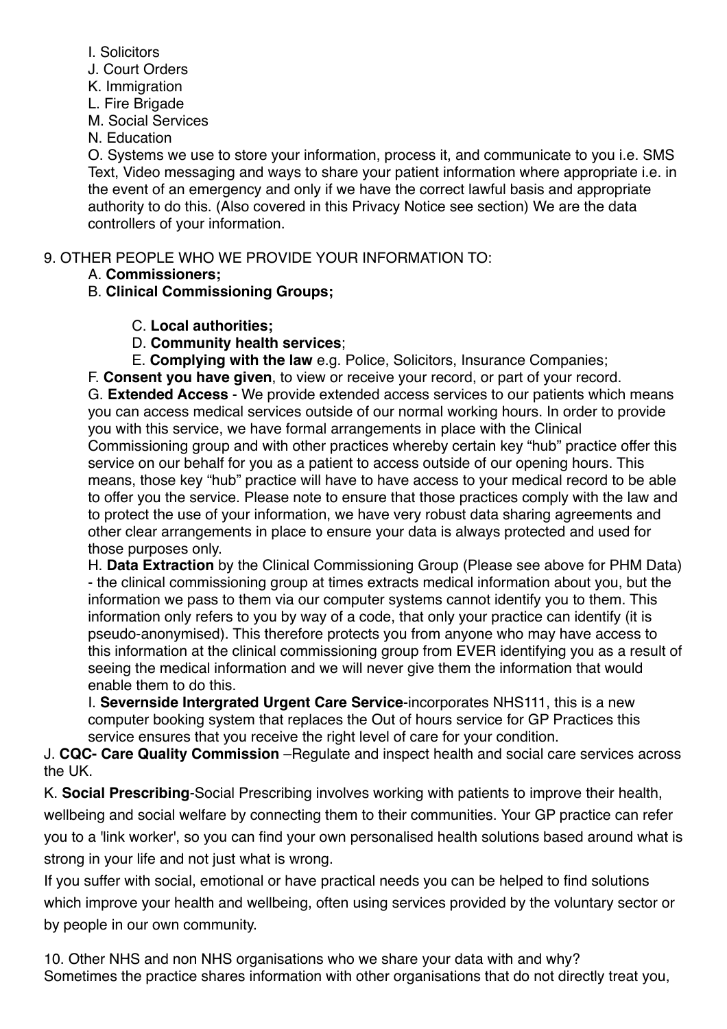I. Solicitors

J. Court Orders

K. Immigration

L. Fire Brigade

M. Social Services

N. Education

O. Systems we use to store your information, process it, and communicate to you i.e. SMS Text, Video messaging and ways to share your patient information where appropriate i.e. in the event of an emergency and only if we have the correct lawful basis and appropriate authority to do this. (Also covered in this Privacy Notice see section) We are the data controllers of your information.

9. OTHER PEOPLE WHO WE PROVIDE YOUR INFORMATION TO:

A. **Commissioners;**

B. **Clinical Commissioning Groups;**

C. **Local authorities;**

D. **Community health services**;

E. **Complying with the law** e.g. Police, Solicitors, Insurance Companies;

F. **Consent you have given**, to view or receive your record, or part of your record.

G. **Extended Access** - We provide extended access services to our patients which means you can access medical services outside of our normal working hours. In order to provide you with this service, we have formal arrangements in place with the Clinical Commissioning group and with other practices whereby certain key "hub" practice offer this service on our behalf for you as a patient to access outside of our opening hours. This means, those key "hub" practice will have to have access to your medical record to be able to offer you the service. Please note to ensure that those practices comply with the law and to protect the use of your information, we have very robust data sharing agreements and other clear arrangements in place to ensure your data is always protected and used for those purposes only.

H. **Data Extraction** by the Clinical Commissioning Group (Please see above for PHM Data) - the clinical commissioning group at times extracts medical information about you, but the information we pass to them via our computer systems cannot identify you to them. This information only refers to you by way of a code, that only your practice can identify (it is pseudo-anonymised). This therefore protects you from anyone who may have access to this information at the clinical commissioning group from EVER identifying you as a result of seeing the medical information and we will never give them the information that would enable them to do this.

I. **Severnside Intergrated Urgent Care Service**-incorporates NHS111, this is a new computer booking system that replaces the Out of hours service for GP Practices this service ensures that you receive the right level of care for your condition.

J. **CQC- Care Quality Commission** –Regulate and inspect health and social care services across the UK.

K. **Social Prescribing**-Social Prescribing involves working with patients to improve their health, wellbeing and social welfare by connecting them to their communities. Your GP practice can refer you to a 'link worker', so you can find your own personalised health solutions based around what is strong in your life and not just what is wrong.

If you suffer with social, emotional or have practical needs you can be helped to find solutions which improve your health and wellbeing, often using services provided by the voluntary sector or by people in our own community.

10. Other NHS and non NHS organisations who we share your data with and why?

Sometimes the practice shares information with other organisations that do not directly treat you,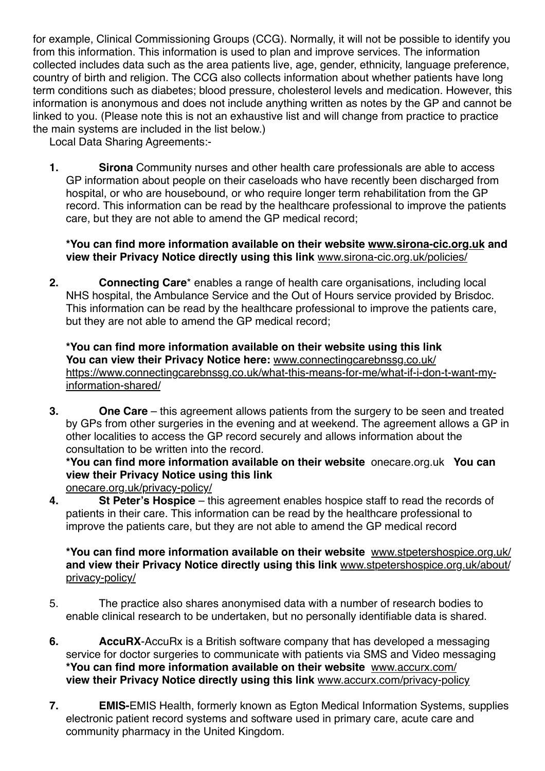for example, Clinical Commissioning Groups (CCG). Normally, it will not be possible to identify you from this information. This information is used to plan and improve services. The information collected includes data such as the area patients live, age, gender, ethnicity, language preference, country of birth and religion. The CCG also collects information about whether patients have long term conditions such as diabetes; blood pressure, cholesterol levels and medication. However, this information is anonymous and does not include anything written as notes by the GP and cannot be linked to you. (Please note this is not an exhaustive list and will change from practice to practice the main systems are included in the list below.)

Local Data Sharing Agreements:-

1. **Sirona** Community nurses and other health care professionals are able to access GP information about people on their caseloads who have recently been discharged from hospital, or who are housebound, or who require longer term rehabilitation from the GP record. This information can be read by the healthcare professional to improve the patients care, but they are not able to amend the GP medical record;

   **\*You can find more information available on their website www.sirona-cic.org.uk and view their Privacy Notice directly using this link** www.sirona-cic.org.uk/policies/

2. **Connecting Care**\* enables a range of health care organisations, including local NHS hospital, the Ambulance Service and the Out of Hours service provided by Brisdoc. This information can be read by the healthcare professional to improve the patients care, but they are not able to amend the GP medical record;

   **\*You can find more information available on their website using this link**
   **You can view their Privacy Notice here:** www.connectingcarebnssg.co.uk/ https://www.connectingcarebnssg.co.uk/what-this-means-for-me/what-if-i-don-t-want-my-information-shared/

3. **One Care** – this agreement allows patients from the surgery to be seen and treated by GPs from other surgeries in the evening and at weekend. The agreement allows a GP in other localities to access the GP record securely and allows information about the consultation to be written into the record.
   **\*You can find more information available on their website** onecare.org.uk **You can view their Privacy Notice using this link**
   onecare.org.uk/privacy-policy/

4. **St Peter's Hospice** – this agreement enables hospice staff to read the records of patients in their care. This information can be read by the healthcare professional to improve the patients care, but they are not able to amend the GP medical record

   **\*You can find more information available on their website** www.stpetershospice.org.uk/ **and view their Privacy Notice directly using this link** www.stpetershospice.org.uk/about/privacy-policy/

5. The practice also shares anonymised data with a number of research bodies to enable clinical research to be undertaken, but no personally identifiable data is shared.

6. **AccuRX**-AccuRx is a British software company that has developed a messaging service for doctor surgeries to communicate with patients via SMS and Video messaging
   **\*You can find more information available on their website** www.accurx.com/
   **view their Privacy Notice directly using this link** www.accurx.com/privacy-policy

7. **EMIS-**EMIS Health, formerly known as Egton Medical Information Systems, supplies electronic patient record systems and software used in primary care, acute care and community pharmacy in the United Kingdom.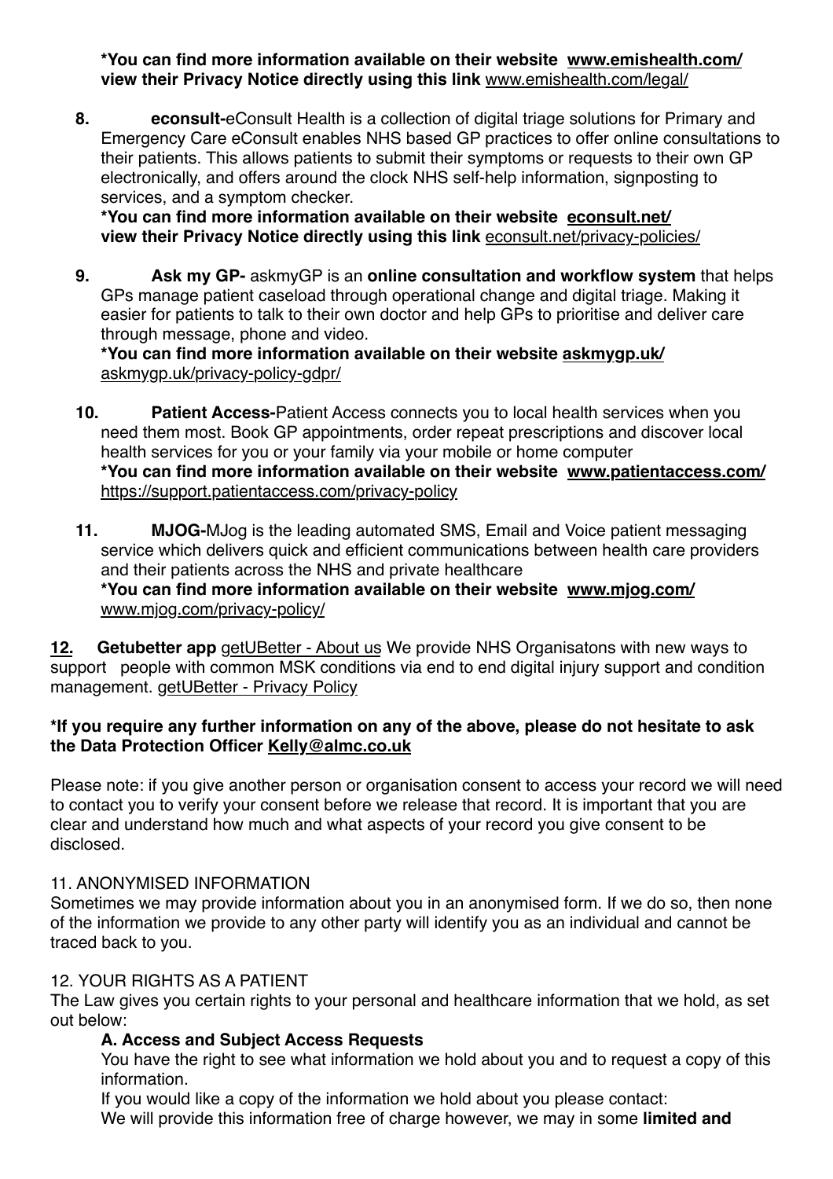**\*You can find more information available on their website [www.emishealth.com/](www.emishealth.com/) view their Privacy Notice directly using this link** [www.emishealth.com/legal/](www.emishealth.com/legal/)

8. **econsult-**eConsult Health is a collection of digital triage solutions for Primary and Emergency Care eConsult enables NHS based GP practices to offer online consultations to their patients. This allows patients to submit their symptoms or requests to their own GP electronically, and offers around the clock NHS self-help information, signposting to services, and a symptom checker.
   **\*You can find more information available on their website [econsult.net/](econsult.net/) view their Privacy Notice directly using this link** [econsult.net/privacy-policies/](econsult.net/privacy-policies/)

9. **Ask my GP-** askmyGP is an **online consultation and workflow system** that helps GPs manage patient caseload through operational change and digital triage. Making it easier for patients to talk to their own doctor and help GPs to prioritise and deliver care through message, phone and video.
   **\*You can find more information available on their website [askmygp.uk/](askmygp.uk/)** [askmygp.uk/privacy-policy-gdpr/](askmygp.uk/privacy-policy-gdpr/)

10. **Patient Access-**Patient Access connects you to local health services when you need them most. Book GP appointments, order repeat prescriptions and discover local health services for you or your family via your mobile or home computer
    **\*You can find more information available on their website [www.patientaccess.com/](www.patientaccess.com/)** [https://support.patientaccess.com/privacy-policy](https://support.patientaccess.com/privacy-policy)

11. **MJOG-**MJog is the leading automated SMS, Email and Voice patient messaging service which delivers quick and efficient communications between health care providers and their patients across the NHS and private healthcare
    **\*You can find more information available on their website [www.mjog.com/](www.mjog.com/)** [www.mjog.com/privacy-policy/](www.mjog.com/privacy-policy/)

**12. Getubetter app** getUBetter - About us We provide NHS Organisatons with new ways to support people with common MSK conditions via end to end digital injury support and condition management. getUBetter - Privacy Policy

**\*If you require any further information on any of the above, please do not hesitate to ask the Data Protection Officer Kelly@almc.co.uk**

Please note: if you give another person or organisation consent to access your record we will need to contact you to verify your consent before we release that record. It is important that you are clear and understand how much and what aspects of your record you give consent to be disclosed.

## 11. ANONYMISED INFORMATION

Sometimes we may provide information about you in an anonymised form. If we do so, then none of the information we provide to any other party will identify you as an individual and cannot be traced back to you.

## 12. YOUR RIGHTS AS A PATIENT

The Law gives you certain rights to your personal and healthcare information that we hold, as set out below:

### A. Access and Subject Access Requests

You have the right to see what information we hold about you and to request a copy of this information.

If you would like a copy of the information we hold about you please contact:

We will provide this information free of charge however, we may in some **limited and**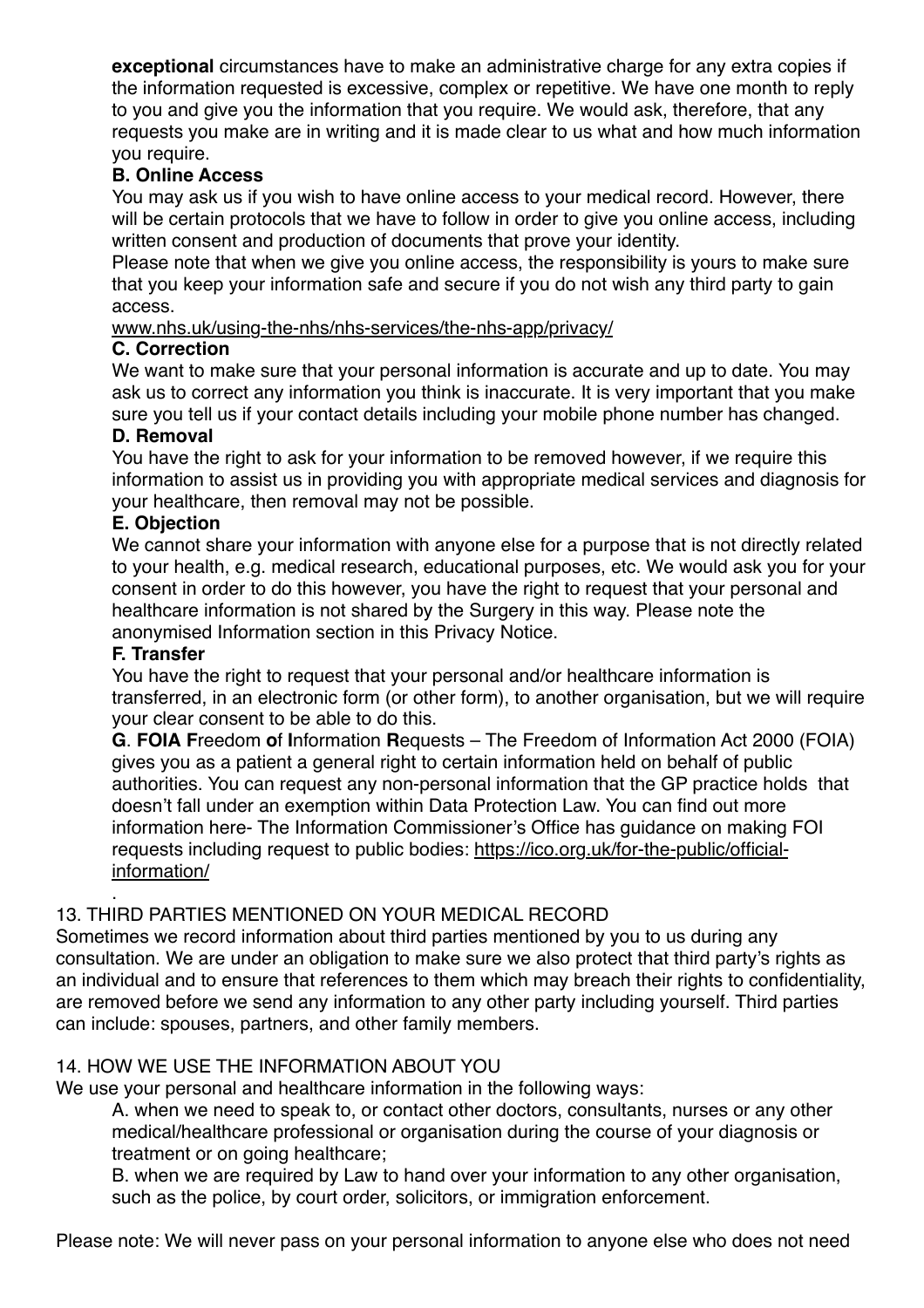**exceptional** circumstances have to make an administrative charge for any extra copies if the information requested is excessive, complex or repetitive. We have one month to reply to you and give you the information that you require. We would ask, therefore, that any requests you make are in writing and it is made clear to us what and how much information you require.

**B. Online Access**

You may ask us if you wish to have online access to your medical record. However, there will be certain protocols that we have to follow in order to give you online access, including written consent and production of documents that prove your identity.

Please note that when we give you online access, the responsibility is yours to make sure that you keep your information safe and secure if you do not wish any third party to gain access.

www.nhs.uk/using-the-nhs/nhs-services/the-nhs-app/privacy/

**C. Correction**

We want to make sure that your personal information is accurate and up to date. You may ask us to correct any information you think is inaccurate. It is very important that you make sure you tell us if your contact details including your mobile phone number has changed.

**D. Removal**

You have the right to ask for your information to be removed however, if we require this information to assist us in providing you with appropriate medical services and diagnosis for your healthcare, then removal may not be possible.

**E. Objection**

We cannot share your information with anyone else for a purpose that is not directly related to your health, e.g. medical research, educational purposes, etc. We would ask you for your consent in order to do this however, you have the right to request that your personal and healthcare information is not shared by the Surgery in this way. Please note the anonymised Information section in this Privacy Notice.

**F. Transfer**

You have the right to request that your personal and/or healthcare information is transferred, in an electronic form (or other form), to another organisation, but we will require your clear consent to be able to do this.

**G**. **FOIA F**reedom **o**f **I**nformation **R**equests – The Freedom of Information Act 2000 (FOIA) gives you as a patient a general right to certain information held on behalf of public authorities. You can request any non-personal information that the GP practice holds that doesn't fall under an exemption within Data Protection Law. You can find out more information here- The Information Commissioner's Office has guidance on making FOI requests including request to public bodies: https://ico.org.uk/for-the-public/official-information/

.

13. THIRD PARTIES MENTIONED ON YOUR MEDICAL RECORD

Sometimes we record information about third parties mentioned by you to us during any consultation. We are under an obligation to make sure we also protect that third party's rights as an individual and to ensure that references to them which may breach their rights to confidentiality, are removed before we send any information to any other party including yourself. Third parties can include: spouses, partners, and other family members.

14. HOW WE USE THE INFORMATION ABOUT YOU

We use your personal and healthcare information in the following ways:

A. when we need to speak to, or contact other doctors, consultants, nurses or any other medical/healthcare professional or organisation during the course of your diagnosis or treatment or on going healthcare;

B. when we are required by Law to hand over your information to any other organisation, such as the police, by court order, solicitors, or immigration enforcement.

Please note: We will never pass on your personal information to anyone else who does not need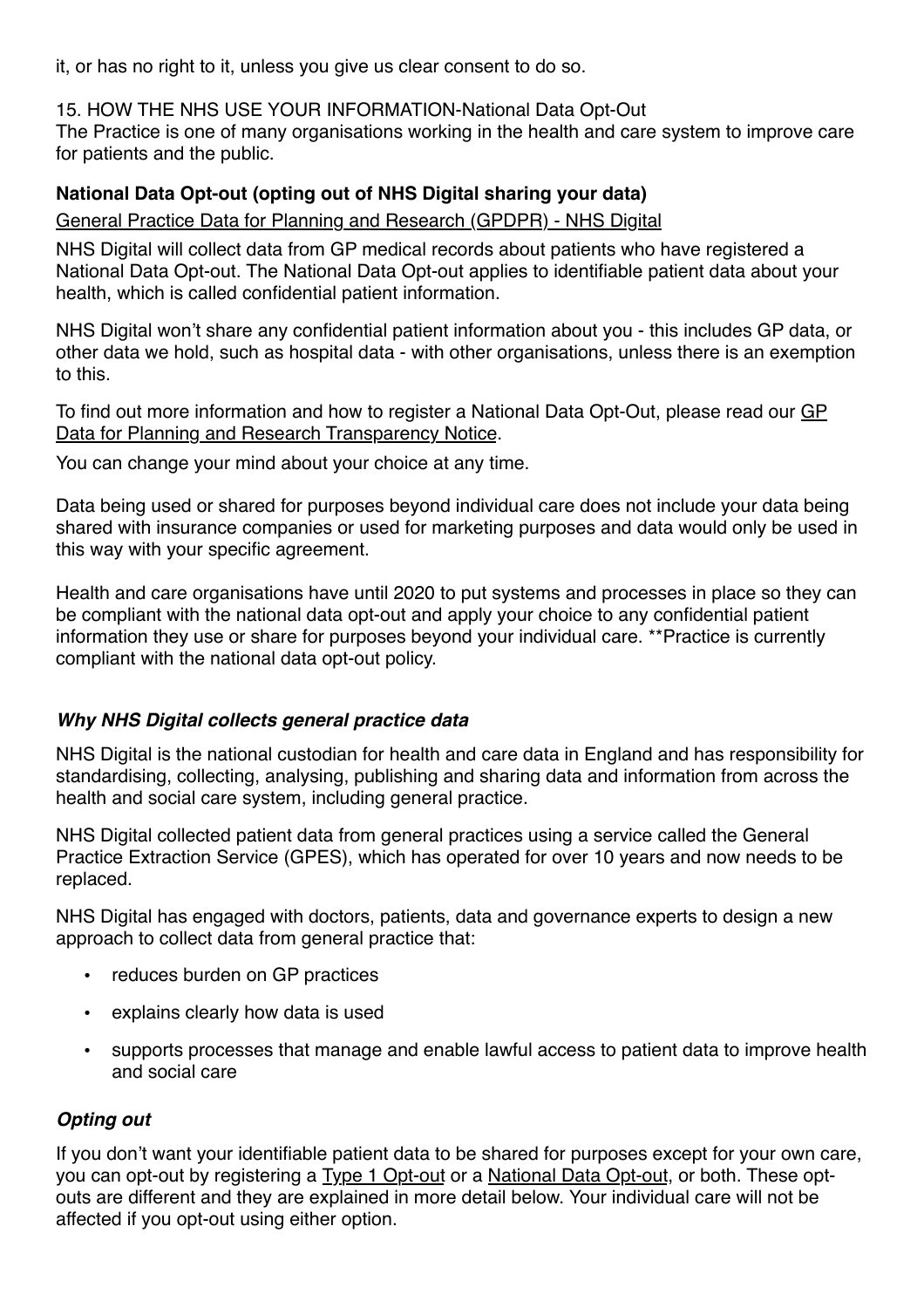it, or has no right to it, unless you give us clear consent to do so.

15. HOW THE NHS USE YOUR INFORMATION-National Data Opt-Out

The Practice is one of many organisations working in the health and care system to improve care for patients and the public.

**National Data Opt-out (opting out of NHS Digital sharing your data)**

General Practice Data for Planning and Research (GPDPR) - NHS Digital

NHS Digital will collect data from GP medical records about patients who have registered a National Data Opt-out. The National Data Opt-out applies to identifiable patient data about your health, which is called confidential patient information.

NHS Digital won't share any confidential patient information about you - this includes GP data, or other data we hold, such as hospital data - with other organisations, unless there is an exemption to this.

To find out more information and how to register a National Data Opt-Out, please read our GP Data for Planning and Research Transparency Notice.

You can change your mind about your choice at any time.

Data being used or shared for purposes beyond individual care does not include your data being shared with insurance companies or used for marketing purposes and data would only be used in this way with your specific agreement.

Health and care organisations have until 2020 to put systems and processes in place so they can be compliant with the national data opt-out and apply your choice to any confidential patient information they use or share for purposes beyond your individual care. **Practice is currently compliant with the national data opt-out policy.

### *Why NHS Digital collects general practice data*

NHS Digital is the national custodian for health and care data in England and has responsibility for standardising, collecting, analysing, publishing and sharing data and information from across the health and social care system, including general practice.

NHS Digital collected patient data from general practices using a service called the General Practice Extraction Service (GPES), which has operated for over 10 years and now needs to be replaced.

NHS Digital has engaged with doctors, patients, data and governance experts to design a new approach to collect data from general practice that:

- reduces burden on GP practices
- explains clearly how data is used
- supports processes that manage and enable lawful access to patient data to improve health and social care

### *Opting out*

If you don't want your identifiable patient data to be shared for purposes except for your own care, you can opt-out by registering a Type 1 Opt-out or a National Data Opt-out, or both. These opt-outs are different and they are explained in more detail below. Your individual care will not be affected if you opt-out using either option.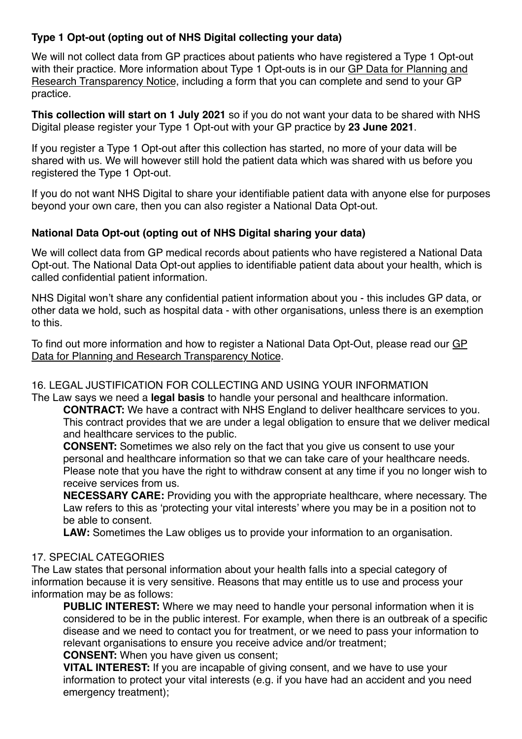### Type 1 Opt-out (opting out of NHS Digital collecting your data)

We will not collect data from GP practices about patients who have registered a Type 1 Opt-out with their practice. More information about Type 1 Opt-outs is in our GP Data for Planning and Research Transparency Notice, including a form that you can complete and send to your GP practice.

**This collection will start on 1 July 2021** so if you do not want your data to be shared with NHS Digital please register your Type 1 Opt-out with your GP practice by **23 June 2021**.

If you register a Type 1 Opt-out after this collection has started, no more of your data will be shared with us. We will however still hold the patient data which was shared with us before you registered the Type 1 Opt-out.

If you do not want NHS Digital to share your identifiable patient data with anyone else for purposes beyond your own care, then you can also register a National Data Opt-out.

### National Data Opt-out (opting out of NHS Digital sharing your data)

We will collect data from GP medical records about patients who have registered a National Data Opt-out. The National Data Opt-out applies to identifiable patient data about your health, which is called confidential patient information.

NHS Digital won't share any confidential patient information about you - this includes GP data, or other data we hold, such as hospital data - with other organisations, unless there is an exemption to this.

To find out more information and how to register a National Data Opt-Out, please read our GP Data for Planning and Research Transparency Notice.

## 16. LEGAL JUSTIFICATION FOR COLLECTING AND USING YOUR INFORMATION

The Law says we need a **legal basis** to handle your personal and healthcare information.

**CONTRACT:** We have a contract with NHS England to deliver healthcare services to you. This contract provides that we are under a legal obligation to ensure that we deliver medical and healthcare services to the public.

**CONSENT:** Sometimes we also rely on the fact that you give us consent to use your personal and healthcare information so that we can take care of your healthcare needs. Please note that you have the right to withdraw consent at any time if you no longer wish to receive services from us.

**NECESSARY CARE:** Providing you with the appropriate healthcare, where necessary. The Law refers to this as 'protecting your vital interests' where you may be in a position not to be able to consent.

**LAW:** Sometimes the Law obliges us to provide your information to an organisation.

## 17. SPECIAL CATEGORIES

The Law states that personal information about your health falls into a special category of information because it is very sensitive. Reasons that may entitle us to use and process your information may be as follows:

**PUBLIC INTEREST:** Where we may need to handle your personal information when it is considered to be in the public interest. For example, when there is an outbreak of a specific disease and we need to contact you for treatment, or we need to pass your information to relevant organisations to ensure you receive advice and/or treatment;

**CONSENT:** When you have given us consent;

**VITAL INTEREST:** If you are incapable of giving consent, and we have to use your information to protect your vital interests (e.g. if you have had an accident and you need emergency treatment);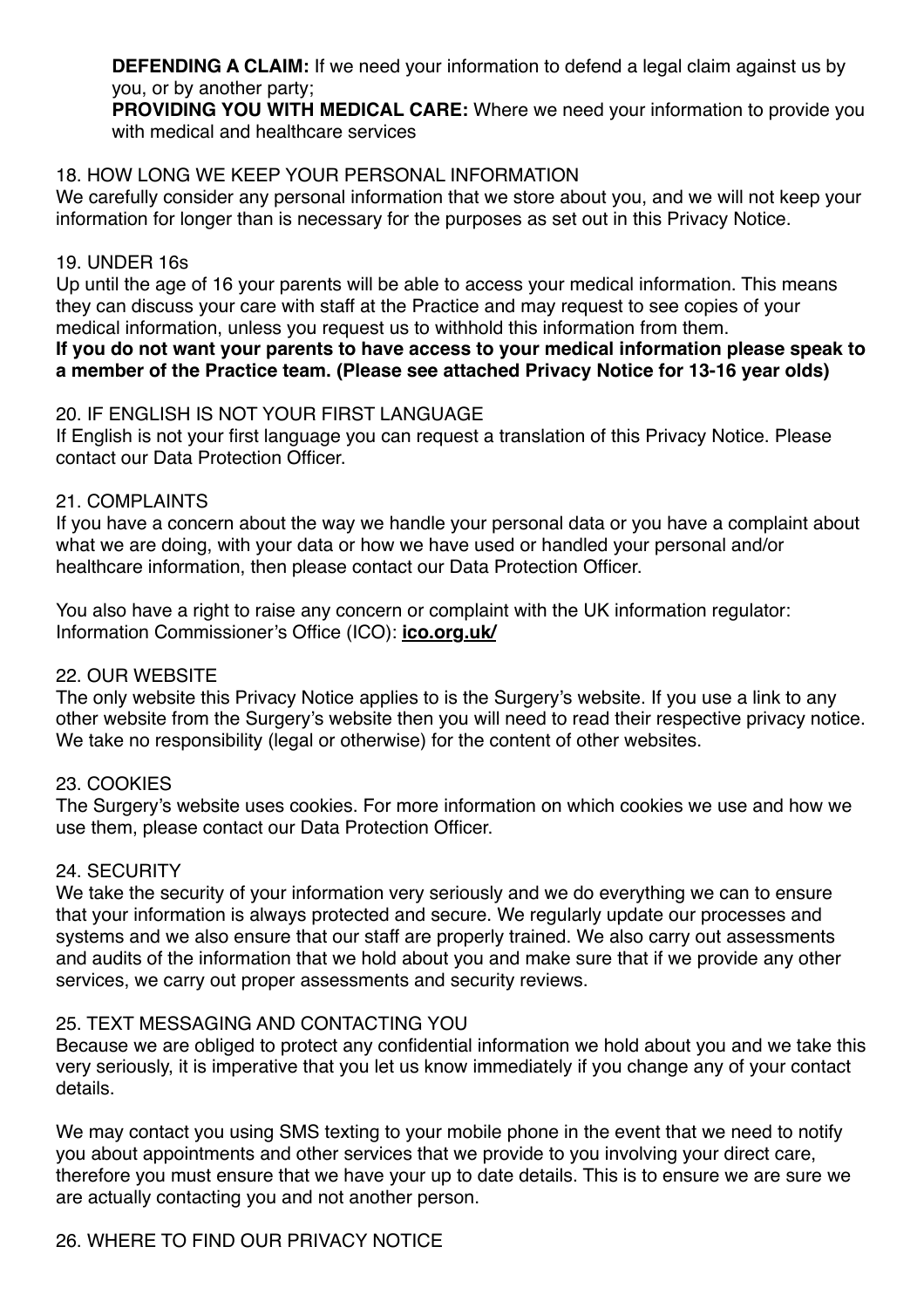**DEFENDING A CLAIM:** If we need your information to defend a legal claim against us by you, or by another party;
**PROVIDING YOU WITH MEDICAL CARE:** Where we need your information to provide you with medical and healthcare services

## 18. HOW LONG WE KEEP YOUR PERSONAL INFORMATION

We carefully consider any personal information that we store about you, and we will not keep your information for longer than is necessary for the purposes as set out in this Privacy Notice.

## 19. UNDER 16s

Up until the age of 16 your parents will be able to access your medical information. This means they can discuss your care with staff at the Practice and may request to see copies of your medical information, unless you request us to withhold this information from them.
**If you do not want your parents to have access to your medical information please speak to a member of the Practice team. (Please see attached Privacy Notice for 13-16 year olds)**

## 20. IF ENGLISH IS NOT YOUR FIRST LANGUAGE

If English is not your first language you can request a translation of this Privacy Notice. Please contact our Data Protection Officer.

## 21. COMPLAINTS

If you have a concern about the way we handle your personal data or you have a complaint about what we are doing, with your data or how we have used or handled your personal and/or healthcare information, then please contact our Data Protection Officer.

You also have a right to raise any concern or complaint with the UK information regulator: Information Commissioner's Office (ICO): **ico.org.uk/**

## 22. OUR WEBSITE

The only website this Privacy Notice applies to is the Surgery's website. If you use a link to any other website from the Surgery's website then you will need to read their respective privacy notice. We take no responsibility (legal or otherwise) for the content of other websites.

## 23. COOKIES

The Surgery's website uses cookies. For more information on which cookies we use and how we use them, please contact our Data Protection Officer.

## 24. SECURITY

We take the security of your information very seriously and we do everything we can to ensure that your information is always protected and secure. We regularly update our processes and systems and we also ensure that our staff are properly trained. We also carry out assessments and audits of the information that we hold about you and make sure that if we provide any other services, we carry out proper assessments and security reviews.

## 25. TEXT MESSAGING AND CONTACTING YOU

Because we are obliged to protect any confidential information we hold about you and we take this very seriously, it is imperative that you let us know immediately if you change any of your contact details.

We may contact you using SMS texting to your mobile phone in the event that we need to notify you about appointments and other services that we provide to you involving your direct care, therefore you must ensure that we have your up to date details. This is to ensure we are sure we are actually contacting you and not another person.

## 26. WHERE TO FIND OUR PRIVACY NOTICE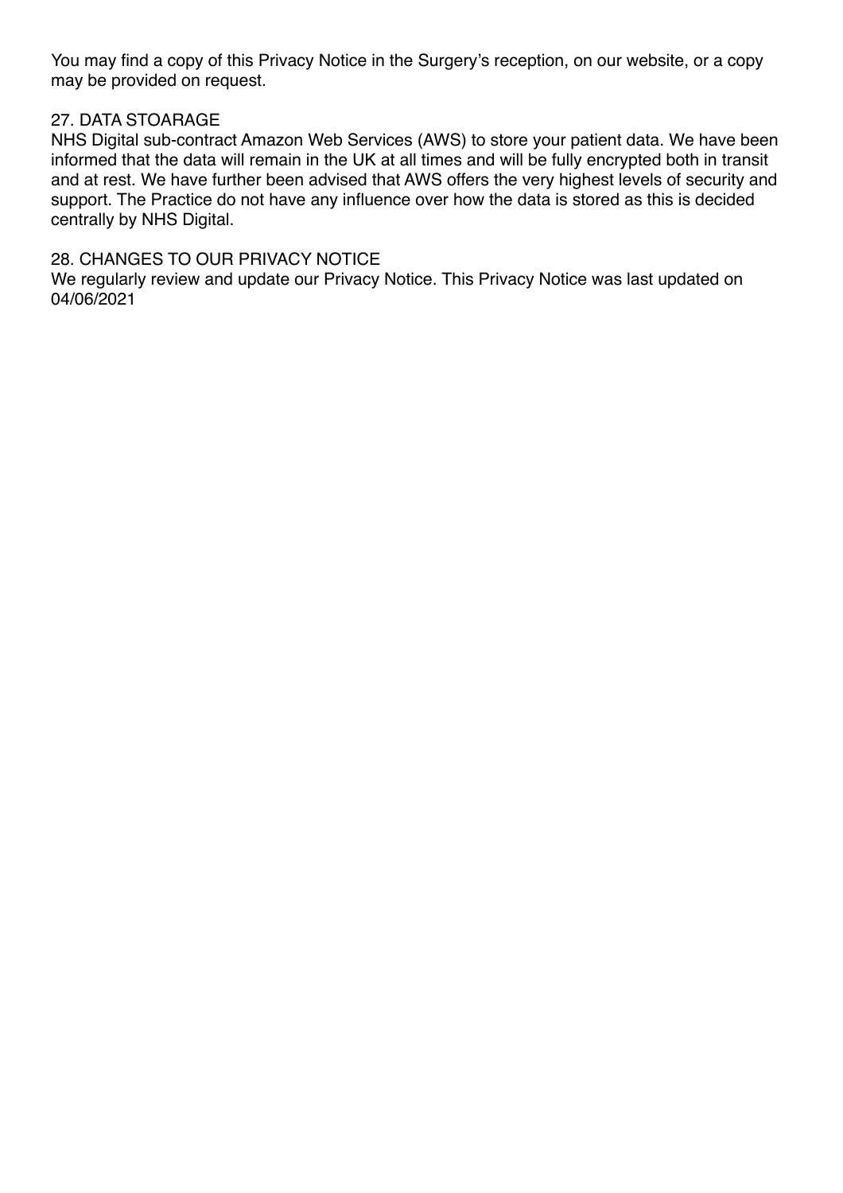You may find a copy of this Privacy Notice in the Surgery's reception, on our website, or a copy may be provided on request.

## 27. DATA STOARAGE

NHS Digital sub-contract Amazon Web Services (AWS) to store your patient data. We have been informed that the data will remain in the UK at all times and will be fully encrypted both in transit and at rest. We have further been advised that AWS offers the very highest levels of security and support. The Practice do not have any influence over how the data is stored as this is decided centrally by NHS Digital.

## 28. CHANGES TO OUR PRIVACY NOTICE

We regularly review and update our Privacy Notice. This Privacy Notice was last updated on 04/06/2021